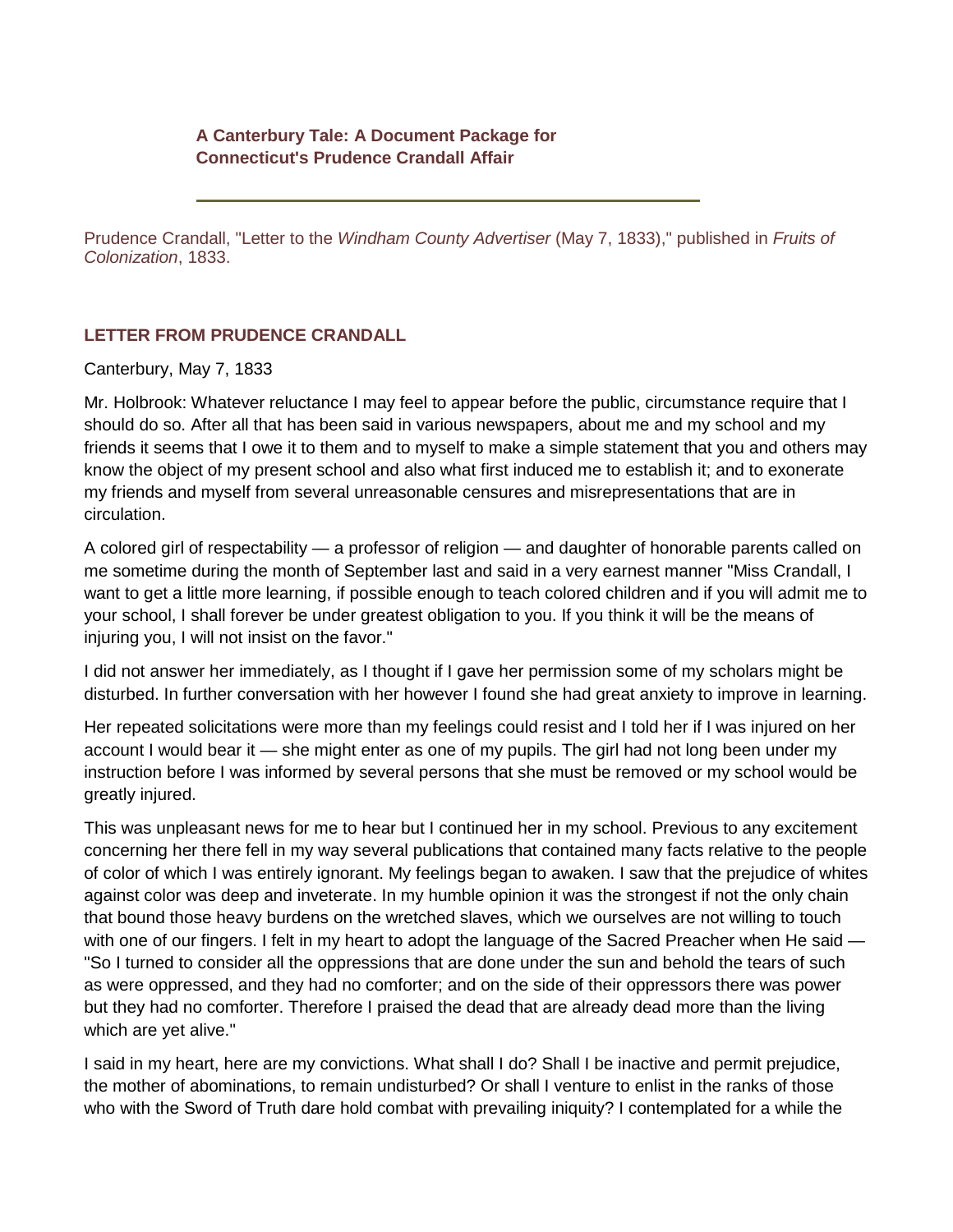**A Canterbury Tale: A Document Package for Connecticut's Prudence Crandall Affair**

---

Prudence Crandall, "Letter to the *Windham County Advertiser* (May 7, 1833)," published in *Fruits of Colonization*, 1833.

### LETTER FROM PRUDENCE CRANDALL

Canterbury, May 7, 1833

Mr. Holbrook: Whatever reluctance I may feel to appear before the public, circumstance require that I should do so. After all that has been said in various newspapers, about me and my school and my friends it seems that I owe it to them and to myself to make a simple statement that you and others may know the object of my present school and also what first induced me to establish it; and to exonerate my friends and myself from several unreasonable censures and misrepresentations that are in circulation.

A colored girl of respectability — a professor of religion — and daughter of honorable parents called on me sometime during the month of September last and said in a very earnest manner "Miss Crandall, I want to get a little more learning, if possible enough to teach colored children and if you will admit me to your school, I shall forever be under greatest obligation to you. If you think it will be the means of injuring you, I will not insist on the favor."

I did not answer her immediately, as I thought if I gave her permission some of my scholars might be disturbed. In further conversation with her however I found she had great anxiety to improve in learning.

Her repeated solicitations were more than my feelings could resist and I told her if I was injured on her account I would bear it — she might enter as one of my pupils. The girl had not long been under my instruction before I was informed by several persons that she must be removed or my school would be greatly injured.

This was unpleasant news for me to hear but I continued her in my school. Previous to any excitement concerning her there fell in my way several publications that contained many facts relative to the people of color of which I was entirely ignorant. My feelings began to awaken. I saw that the prejudice of whites against color was deep and inveterate. In my humble opinion it was the strongest if not the only chain that bound those heavy burdens on the wretched slaves, which we ourselves are not willing to touch with one of our fingers. I felt in my heart to adopt the language of the Sacred Preacher when He said — "So I turned to consider all the oppressions that are done under the sun and behold the tears of such as were oppressed, and they had no comforter; and on the side of their oppressors there was power but they had no comforter. Therefore I praised the dead that are already dead more than the living which are yet alive."

I said in my heart, here are my convictions. What shall I do? Shall I be inactive and permit prejudice, the mother of abominations, to remain undisturbed? Or shall I venture to enlist in the ranks of those who with the Sword of Truth dare hold combat with prevailing iniquity? I contemplated for a while the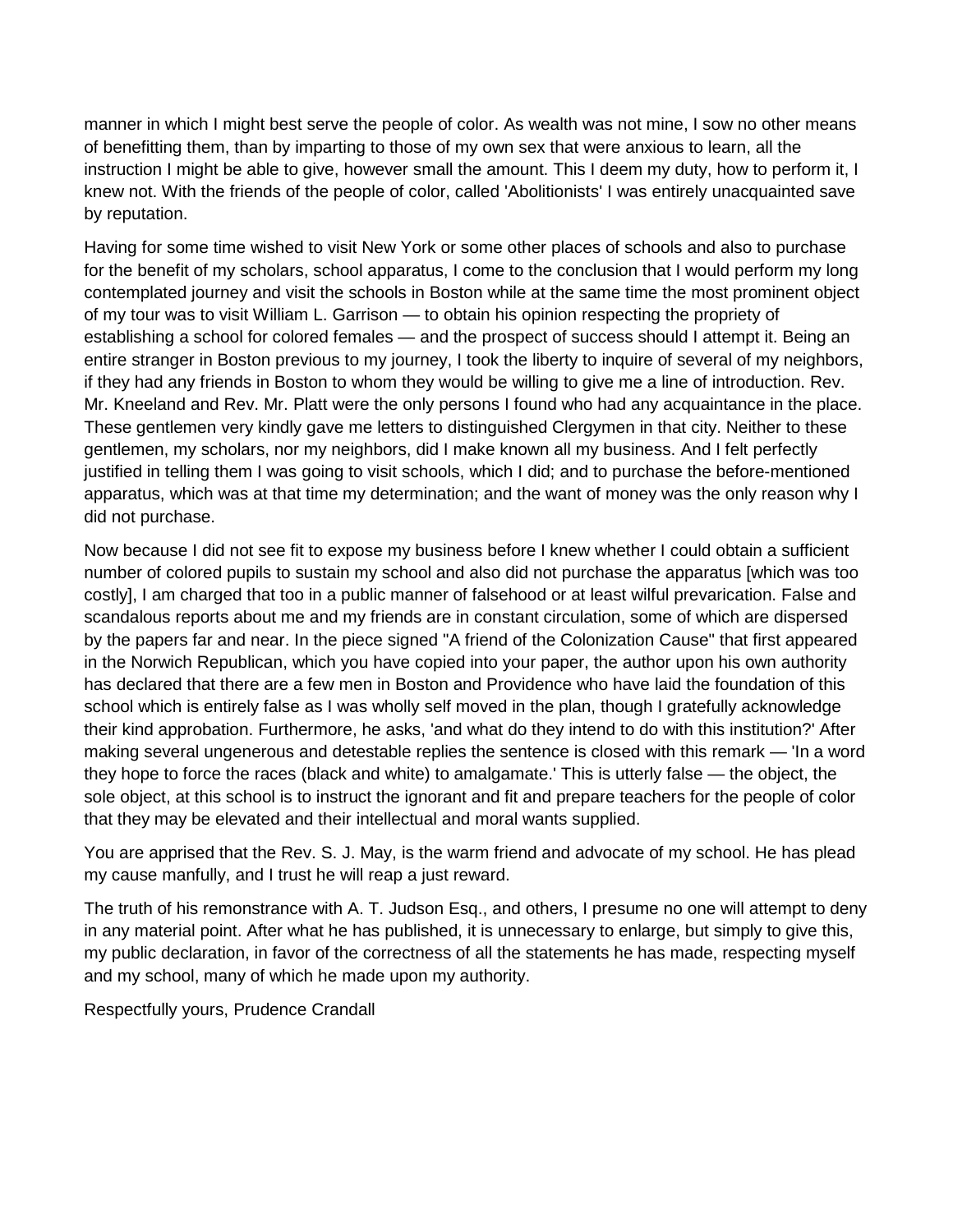manner in which I might best serve the people of color. As wealth was not mine, I sow no other means of benefitting them, than by imparting to those of my own sex that were anxious to learn, all the instruction I might be able to give, however small the amount. This I deem my duty, how to perform it, I knew not. With the friends of the people of color, called 'Abolitionists' I was entirely unacquainted save by reputation.

Having for some time wished to visit New York or some other places of schools and also to purchase for the benefit of my scholars, school apparatus, I come to the conclusion that I would perform my long contemplated journey and visit the schools in Boston while at the same time the most prominent object of my tour was to visit William L. Garrison — to obtain his opinion respecting the propriety of establishing a school for colored females — and the prospect of success should I attempt it. Being an entire stranger in Boston previous to my journey, I took the liberty to inquire of several of my neighbors, if they had any friends in Boston to whom they would be willing to give me a line of introduction. Rev. Mr. Kneeland and Rev. Mr. Platt were the only persons I found who had any acquaintance in the place. These gentlemen very kindly gave me letters to distinguished Clergymen in that city. Neither to these gentlemen, my scholars, nor my neighbors, did I make known all my business. And I felt perfectly justified in telling them I was going to visit schools, which I did; and to purchase the before-mentioned apparatus, which was at that time my determination; and the want of money was the only reason why I did not purchase.

Now because I did not see fit to expose my business before I knew whether I could obtain a sufficient number of colored pupils to sustain my school and also did not purchase the apparatus [which was too costly], I am charged that too in a public manner of falsehood or at least wilful prevarication. False and scandalous reports about me and my friends are in constant circulation, some of which are dispersed by the papers far and near. In the piece signed "A friend of the Colonization Cause" that first appeared in the Norwich Republican, which you have copied into your paper, the author upon his own authority has declared that there are a few men in Boston and Providence who have laid the foundation of this school which is entirely false as I was wholly self moved in the plan, though I gratefully acknowledge their kind approbation. Furthermore, he asks, 'and what do they intend to do with this institution?' After making several ungenerous and detestable replies the sentence is closed with this remark — 'In a word they hope to force the races (black and white) to amalgamate.' This is utterly false — the object, the sole object, at this school is to instruct the ignorant and fit and prepare teachers for the people of color that they may be elevated and their intellectual and moral wants supplied.

You are apprised that the Rev. S. J. May, is the warm friend and advocate of my school. He has plead my cause manfully, and I trust he will reap a just reward.

The truth of his remonstrance with A. T. Judson Esq., and others, I presume no one will attempt to deny in any material point. After what he has published, it is unnecessary to enlarge, but simply to give this, my public declaration, in favor of the correctness of all the statements he has made, respecting myself and my school, many of which he made upon my authority.

Respectfully yours, Prudence Crandall